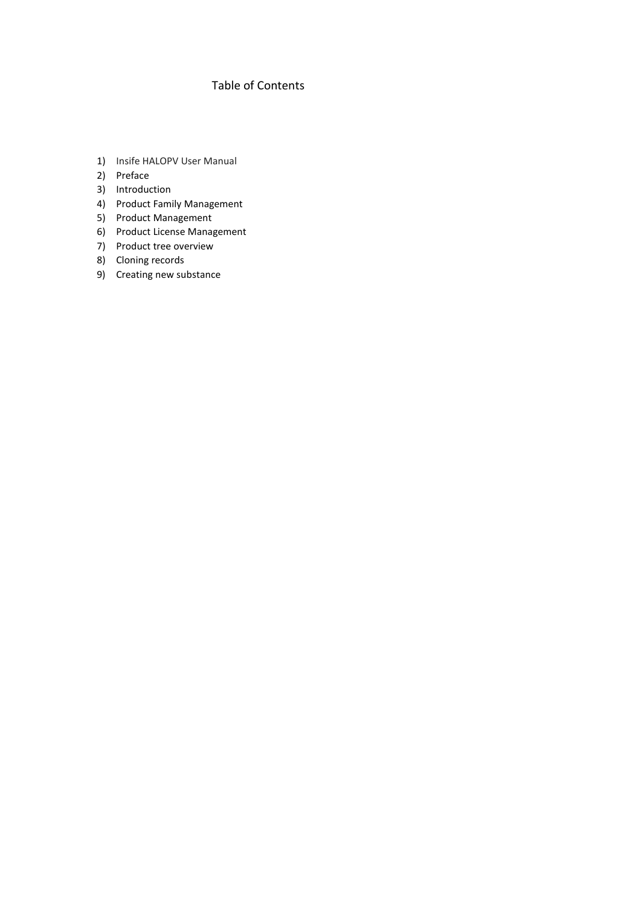# Table of Contents

1) Insife HALOPV User Manual
2) Preface
3) Introduction
4) Product Family Management
5) Product Management
6) Product License Management
7) Product tree overview
8) Cloning records
9) Creating new substance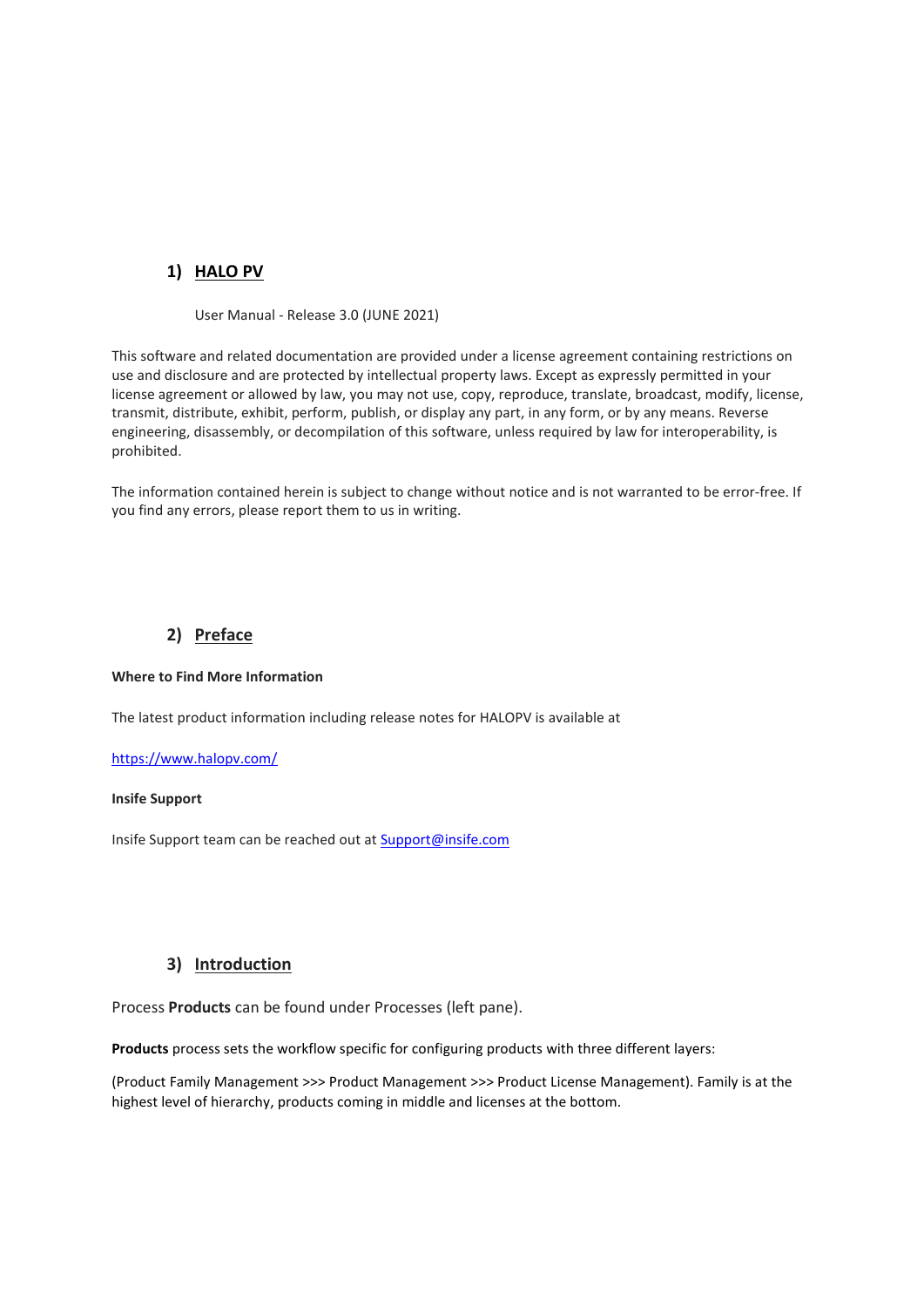## 1) HALO PV

User Manual - Release 3.0 (JUNE 2021)

This software and related documentation are provided under a license agreement containing restrictions on use and disclosure and are protected by intellectual property laws. Except as expressly permitted in your license agreement or allowed by law, you may not use, copy, reproduce, translate, broadcast, modify, license, transmit, distribute, exhibit, perform, publish, or display any part, in any form, or by any means. Reverse engineering, disassembly, or decompilation of this software, unless required by law for interoperability, is prohibited.

The information contained herein is subject to change without notice and is not warranted to be error-free. If you find any errors, please report them to us in writing.

## 2) Preface

**Where to Find More Information**

The latest product information including release notes for HALOPV is available at

[https://www.halopv.com/](https://www.halopv.com/)

**Insife Support**

Insife Support team can be reached out at [Support@insife.com](mailto:Support@insife.com)

## 3) Introduction

Process **Products** can be found under Processes (left pane).

**Products** process sets the workflow specific for configuring products with three different layers:

(Product Family Management >>> Product Management >>> Product License Management). Family is at the highest level of hierarchy, products coming in middle and licenses at the bottom.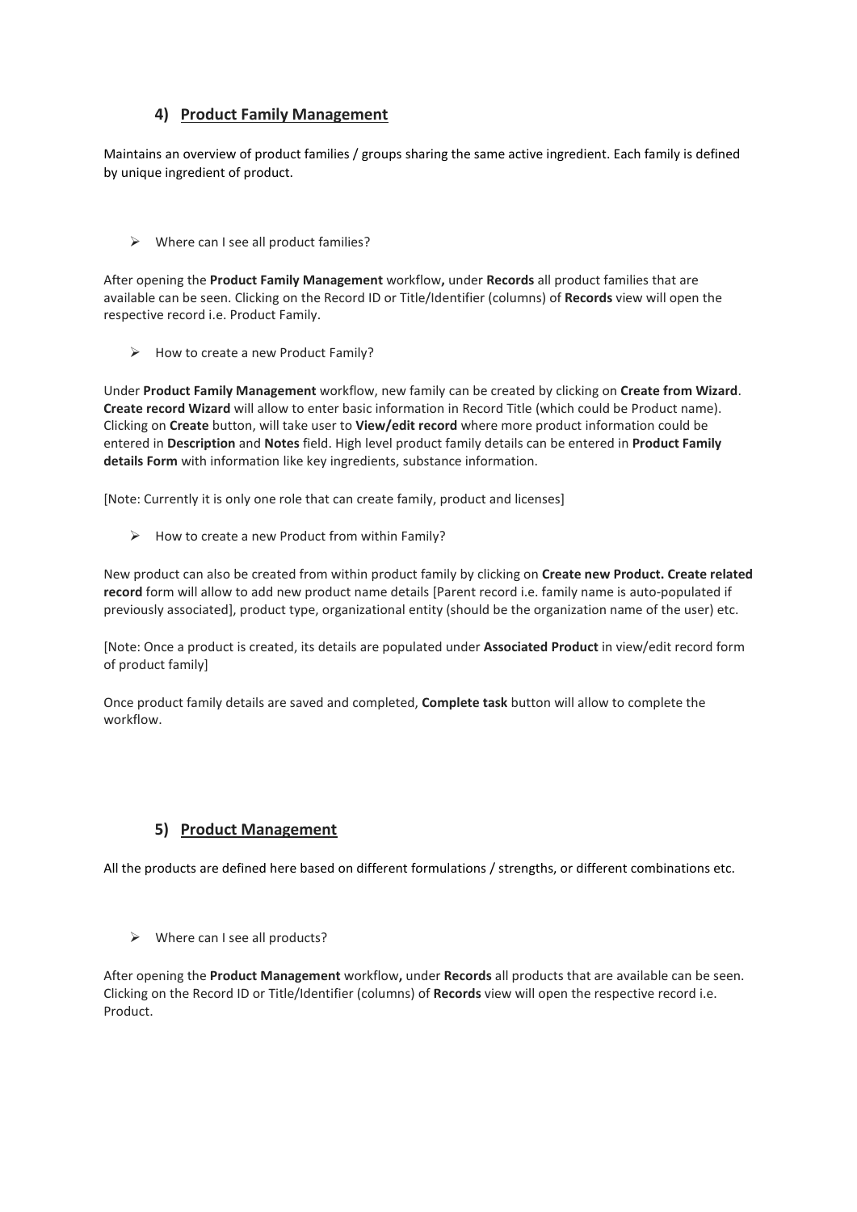## 4) <u>Product Family Management</u>

Maintains an overview of product families / groups sharing the same active ingredient. Each family is defined by unique ingredient of product.

- ➢ Where can I see all product families?

After opening the **Product Family Management** workflow**,** under **Records** all product families that are available can be seen. Clicking on the Record ID or Title/Identifier (columns) of **Records** view will open the respective record i.e. Product Family.

- ➢ How to create a new Product Family?

Under **Product Family Management** workflow, new family can be created by clicking on **Create from Wizard**. **Create record Wizard** will allow to enter basic information in Record Title (which could be Product name). Clicking on **Create** button, will take user to **View/edit record** where more product information could be entered in **Description** and **Notes** field. High level product family details can be entered in **Product Family details Form** with information like key ingredients, substance information.

[Note: Currently it is only one role that can create family, product and licenses]

- ➢ How to create a new Product from within Family?

New product can also be created from within product family by clicking on **Create new Product. Create related record** form will allow to add new product name details [Parent record i.e. family name is auto-populated if previously associated], product type, organizational entity (should be the organization name of the user) etc.

[Note: Once a product is created, its details are populated under **Associated Product** in view/edit record form of product family]

Once product family details are saved and completed, **Complete task** button will allow to complete the workflow.

## 5) <u>Product Management</u>

All the products are defined here based on different formulations / strengths, or different combinations etc.

- ➢ Where can I see all products?

After opening the **Product Management** workflow**,** under **Records** all products that are available can be seen. Clicking on the Record ID or Title/Identifier (columns) of **Records** view will open the respective record i.e. Product.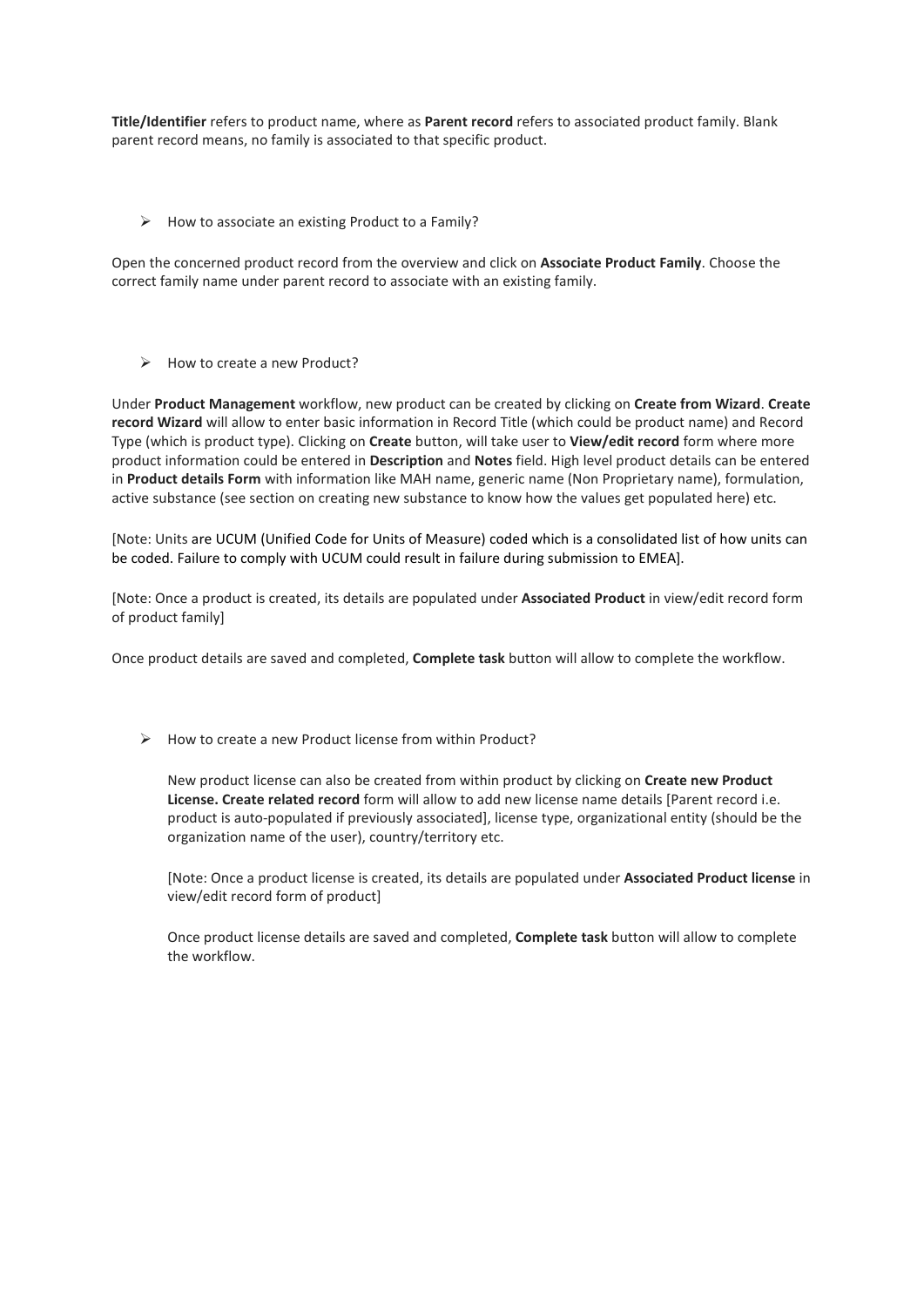**Title/Identifier** refers to product name, where as **Parent record** refers to associated product family. Blank parent record means, no family is associated to that specific product.

- ➢ How to associate an existing Product to a Family?

Open the concerned product record from the overview and click on **Associate Product Family**. Choose the correct family name under parent record to associate with an existing family.

- ➢ How to create a new Product?

Under **Product Management** workflow, new product can be created by clicking on **Create from Wizard**. **Create record Wizard** will allow to enter basic information in Record Title (which could be product name) and Record Type (which is product type). Clicking on **Create** button, will take user to **View/edit record** form where more product information could be entered in **Description** and **Notes** field. High level product details can be entered in **Product details Form** with information like MAH name, generic name (Non Proprietary name), formulation, active substance (see section on creating new substance to know how the values get populated here) etc.

[Note: Units are UCUM (Unified Code for Units of Measure) coded which is a consolidated list of how units can be coded. Failure to comply with UCUM could result in failure during submission to EMEA].

[Note: Once a product is created, its details are populated under **Associated Product** in view/edit record form of product family]

Once product details are saved and completed, **Complete task** button will allow to complete the workflow.

- ➢ How to create a new Product license from within Product?

  New product license can also be created from within product by clicking on **Create new Product License. Create related record** form will allow to add new license name details [Parent record i.e. product is auto-populated if previously associated], license type, organizational entity (should be the organization name of the user), country/territory etc.

  [Note: Once a product license is created, its details are populated under **Associated Product license** in view/edit record form of product]

  Once product license details are saved and completed, **Complete task** button will allow to complete the workflow.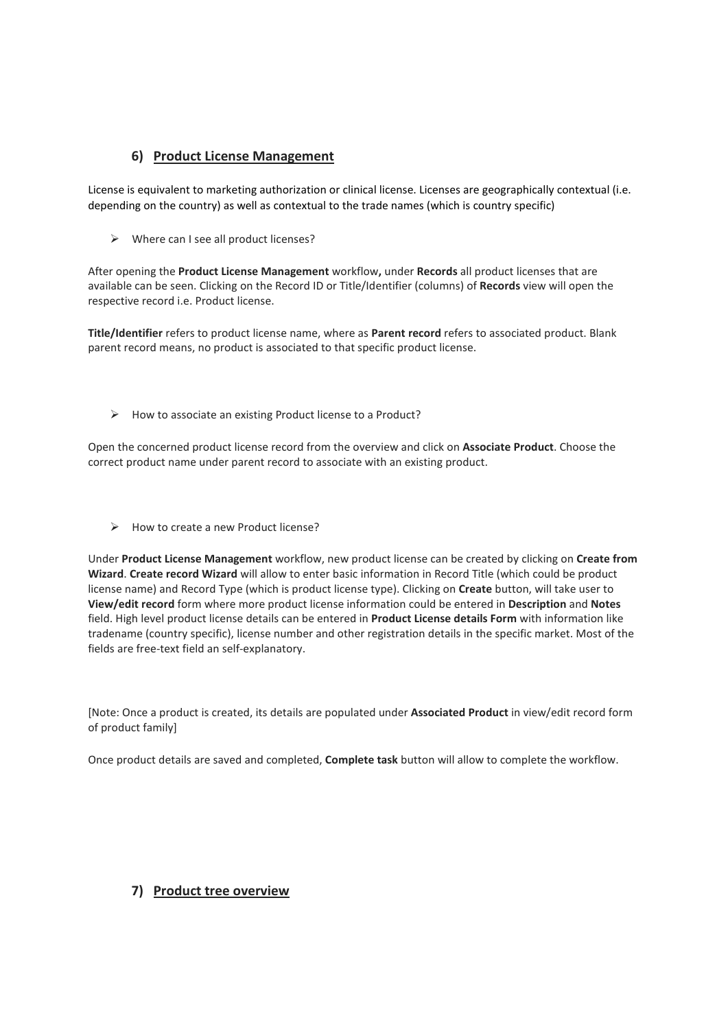## 6) Product License Management

License is equivalent to marketing authorization or clinical license. Licenses are geographically contextual (i.e. depending on the country) as well as contextual to the trade names (which is country specific)

- Where can I see all product licenses?

After opening the **Product License Management** workflow**,** under **Records** all product licenses that are available can be seen. Clicking on the Record ID or Title/Identifier (columns) of **Records** view will open the respective record i.e. Product license.

**Title/Identifier** refers to product license name, where as **Parent record** refers to associated product. Blank parent record means, no product is associated to that specific product license.

- How to associate an existing Product license to a Product?

Open the concerned product license record from the overview and click on **Associate Product**. Choose the correct product name under parent record to associate with an existing product.

- How to create a new Product license?

Under **Product License Management** workflow, new product license can be created by clicking on **Create from Wizard**. **Create record Wizard** will allow to enter basic information in Record Title (which could be product license name) and Record Type (which is product license type). Clicking on **Create** button, will take user to **View/edit record** form where more product license information could be entered in **Description** and **Notes** field. High level product license details can be entered in **Product License details Form** with information like tradename (country specific), license number and other registration details in the specific market. Most of the fields are free-text field an self-explanatory.

[Note: Once a product is created, its details are populated under **Associated Product** in view/edit record form of product family]

Once product details are saved and completed, **Complete task** button will allow to complete the workflow.

## 7) Product tree overview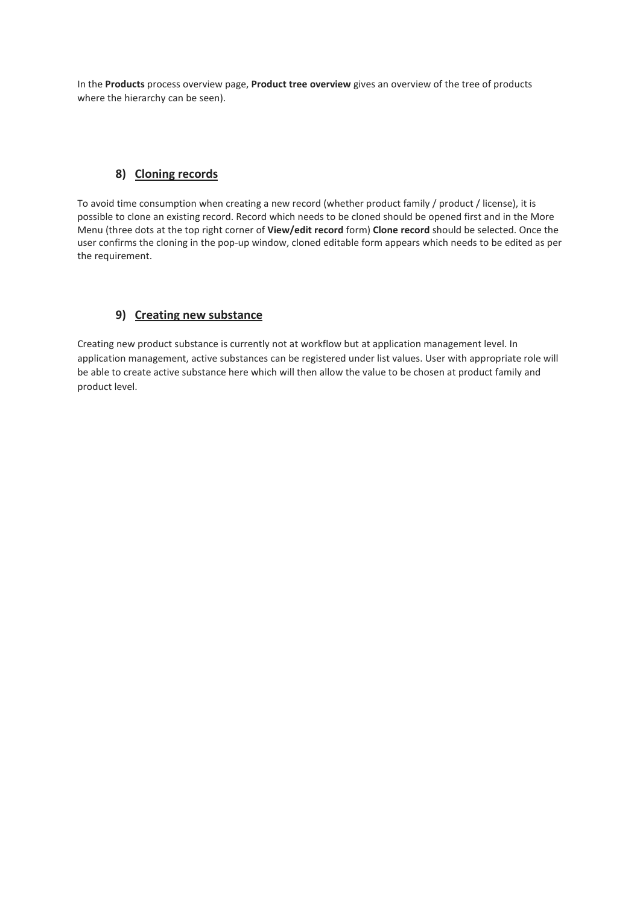In the **Products** process overview page, **Product tree overview** gives an overview of the tree of products where the hierarchy can be seen).

## 8) Cloning records

To avoid time consumption when creating a new record (whether product family / product / license), it is possible to clone an existing record. Record which needs to be cloned should be opened first and in the More Menu (three dots at the top right corner of **View/edit record** form) **Clone record** should be selected. Once the user confirms the cloning in the pop-up window, cloned editable form appears which needs to be edited as per the requirement.

## 9) Creating new substance

Creating new product substance is currently not at workflow but at application management level. In application management, active substances can be registered under list values. User with appropriate role will be able to create active substance here which will then allow the value to be chosen at product family and product level.